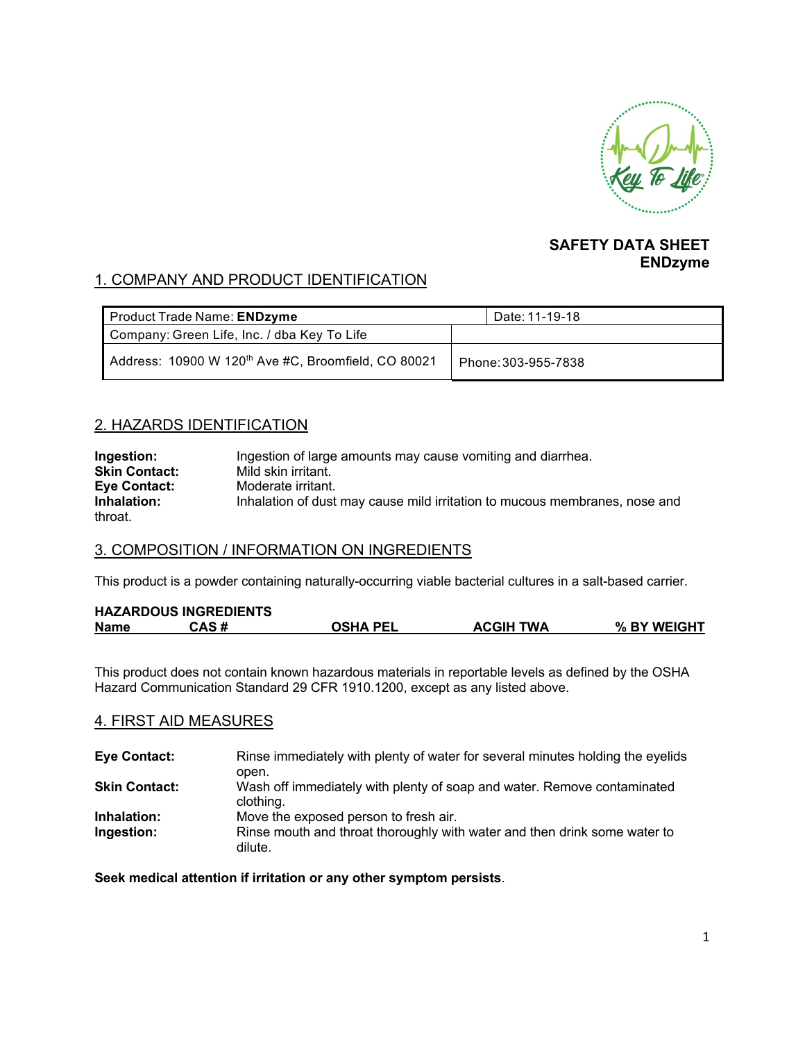**SAFETY DATA SHEET**
**ENDzyme**

## 1. COMPANY AND PRODUCT IDENTIFICATION

| Product Trade Name: **ENDzyme** | Date: 11-19-18 |
|---|---|
| Company: Green Life, Inc. / dba Key To Life | |
| Address: 10900 W 120th Ave #C, Broomfield, CO 80021 | Phone: 303-955-7838 |

## 2. HAZARDS IDENTIFICATION

**Ingestion:** Ingestion of large amounts may cause vomiting and diarrhea.
**Skin Contact:** Mild skin irritant.
**Eye Contact:** Moderate irritant.
**Inhalation:** Inhalation of dust may cause mild irritation to mucous membranes, nose and throat.

## 3. COMPOSITION / INFORMATION ON INGREDIENTS

This product is a powder containing naturally-occurring viable bacterial cultures in a salt-based carrier.

**HAZARDOUS INGREDIENTS**

| Name | CAS # | OSHA PEL | ACGIH TWA | % BY WEIGHT |
|---|---|---|---|---|

This product does not contain known hazardous materials in reportable levels as defined by the OSHA Hazard Communication Standard 29 CFR 1910.1200, except as any listed above.

## 4. FIRST AID MEASURES

**Eye Contact:** Rinse immediately with plenty of water for several minutes holding the eyelids open.
**Skin Contact:** Wash off immediately with plenty of soap and water. Remove contaminated clothing.
**Inhalation:** Move the exposed person to fresh air.
**Ingestion:** Rinse mouth and throat thoroughly with water and then drink some water to dilute.

**Seek medical attention if irritation or any other symptom persists**.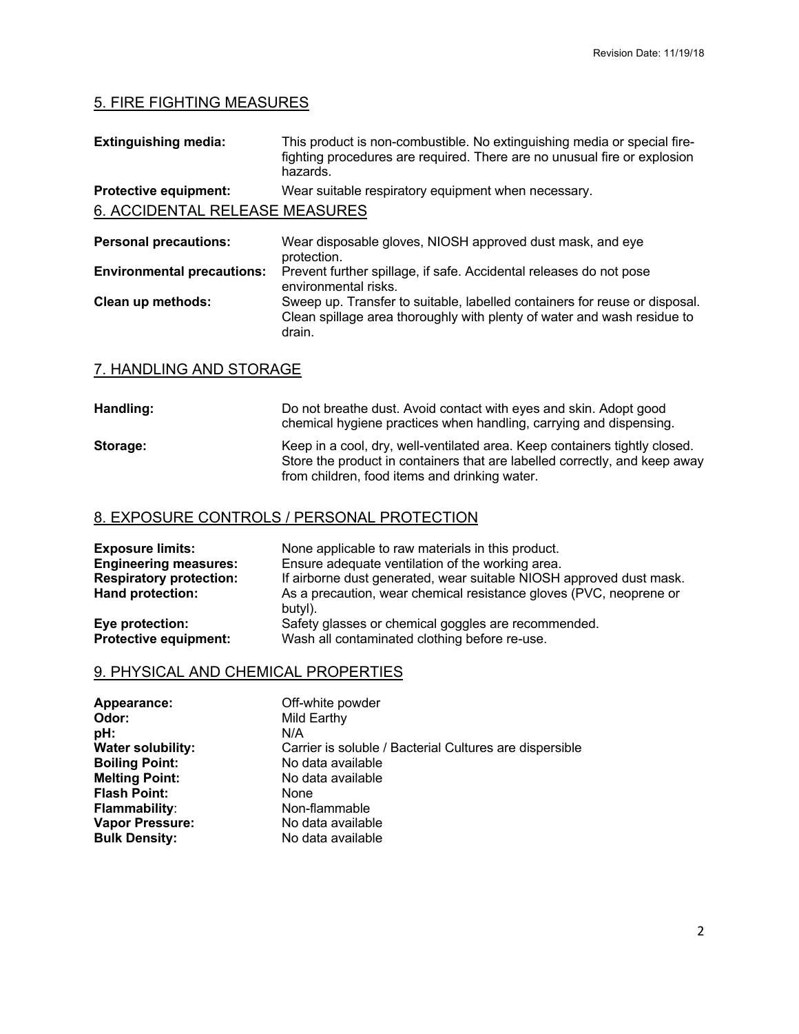## 5. FIRE FIGHTING MEASURES

**Extinguishing media:** This product is non-combustible. No extinguishing media or special fire-fighting procedures are required. There are no unusual fire or explosion hazards.

**Protective equipment:** Wear suitable respiratory equipment when necessary.

## 6. ACCIDENTAL RELEASE MEASURES

**Personal precautions:** Wear disposable gloves, NIOSH approved dust mask, and eye protection.

**Environmental precautions:** Prevent further spillage, if safe. Accidental releases do not pose environmental risks.

**Clean up methods:** Sweep up. Transfer to suitable, labelled containers for reuse or disposal. Clean spillage area thoroughly with plenty of water and wash residue to drain.

## 7. HANDLING AND STORAGE

**Handling:** Do not breathe dust. Avoid contact with eyes and skin. Adopt good chemical hygiene practices when handling, carrying and dispensing.

**Storage:** Keep in a cool, dry, well-ventilated area. Keep containers tightly closed. Store the product in containers that are labelled correctly, and keep away from children, food items and drinking water.

## 8. EXPOSURE CONTROLS / PERSONAL PROTECTION

**Exposure limits:** None applicable to raw materials in this product.
**Engineering measures:** Ensure adequate ventilation of the working area.
**Respiratory protection:** If airborne dust generated, wear suitable NIOSH approved dust mask.
**Hand protection:** As a precaution, wear chemical resistance gloves (PVC, neoprene or butyl).
**Eye protection:** Safety glasses or chemical goggles are recommended.
**Protective equipment:** Wash all contaminated clothing before re-use.

## 9. PHYSICAL AND CHEMICAL PROPERTIES

**Appearance:** Off-white powder
**Odor:** Mild Earthy
**pH:** N/A
**Water solubility:** Carrier is soluble / Bacterial Cultures are dispersible
**Boiling Point:** No data available
**Melting Point:** No data available
**Flash Point:** None
**Flammability**: Non-flammable
**Vapor Pressure:** No data available
**Bulk Density:** No data available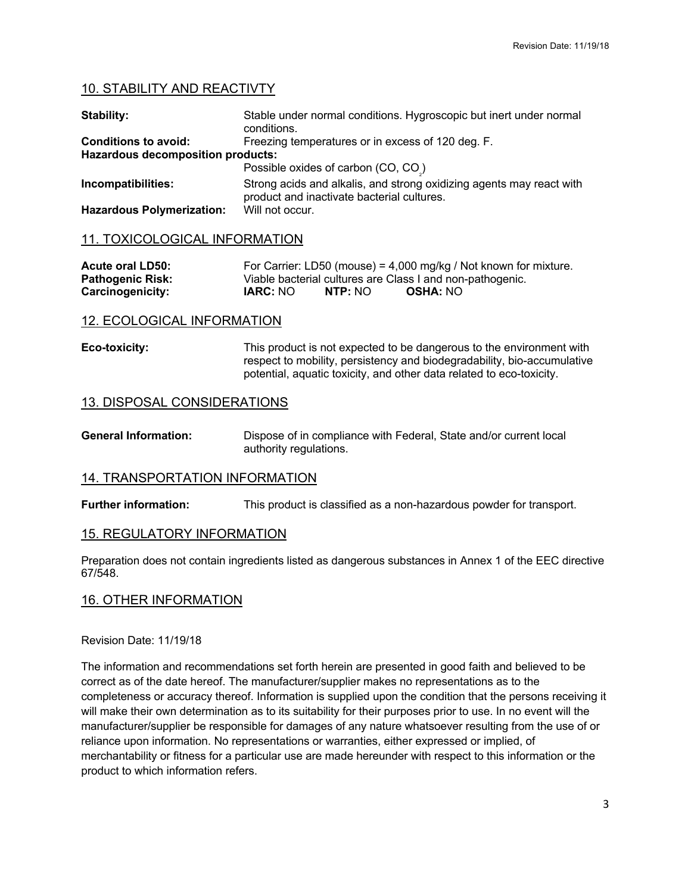## 10. STABILITY AND REACTIVTY

**Stability:** Stable under normal conditions. Hygroscopic but inert under normal conditions.

**Conditions to avoid:** Freezing temperatures or in excess of 120 deg. F.

**Hazardous decomposition products:**
Possible oxides of carbon ($CO$, $CO_2$)

**Incompatibilities:** Strong acids and alkalis, and strong oxidizing agents may react with product and inactivate bacterial cultures.

**Hazardous Polymerization:** Will not occur.

## 11. TOXICOLOGICAL INFORMATION

**Acute oral LD50:** For Carrier: LD50 (mouse) = 4,000 mg/kg / Not known for mixture.

**Pathogenic Risk:** Viable bacterial cultures are Class I and non-pathogenic.

**Carcinogenicity:** **IARC:** NO **NTP:** NO **OSHA:** NO

## 12. ECOLOGICAL INFORMATION

**Eco-toxicity:** This product is not expected to be dangerous to the environment with respect to mobility, persistency and biodegradability, bio-accumulative potential, aquatic toxicity, and other data related to eco-toxicity.

## 13. DISPOSAL CONSIDERATIONS

**General Information:** Dispose of in compliance with Federal, State and/or current local authority regulations.

## 14. TRANSPORTATION INFORMATION

**Further information:** This product is classified as a non-hazardous powder for transport.

## 15. REGULATORY INFORMATION

Preparation does not contain ingredients listed as dangerous substances in Annex 1 of the EEC directive 67/548.

## 16. OTHER INFORMATION

Revision Date: 11/19/18

The information and recommendations set forth herein are presented in good faith and believed to be correct as of the date hereof. The manufacturer/supplier makes no representations as to the completeness or accuracy thereof. Information is supplied upon the condition that the persons receiving it will make their own determination as to its suitability for their purposes prior to use. In no event will the manufacturer/supplier be responsible for damages of any nature whatsoever resulting from the use of or reliance upon information. No representations or warranties, either expressed or implied, of merchantability or fitness for a particular use are made hereunder with respect to this information or the product to which information refers.